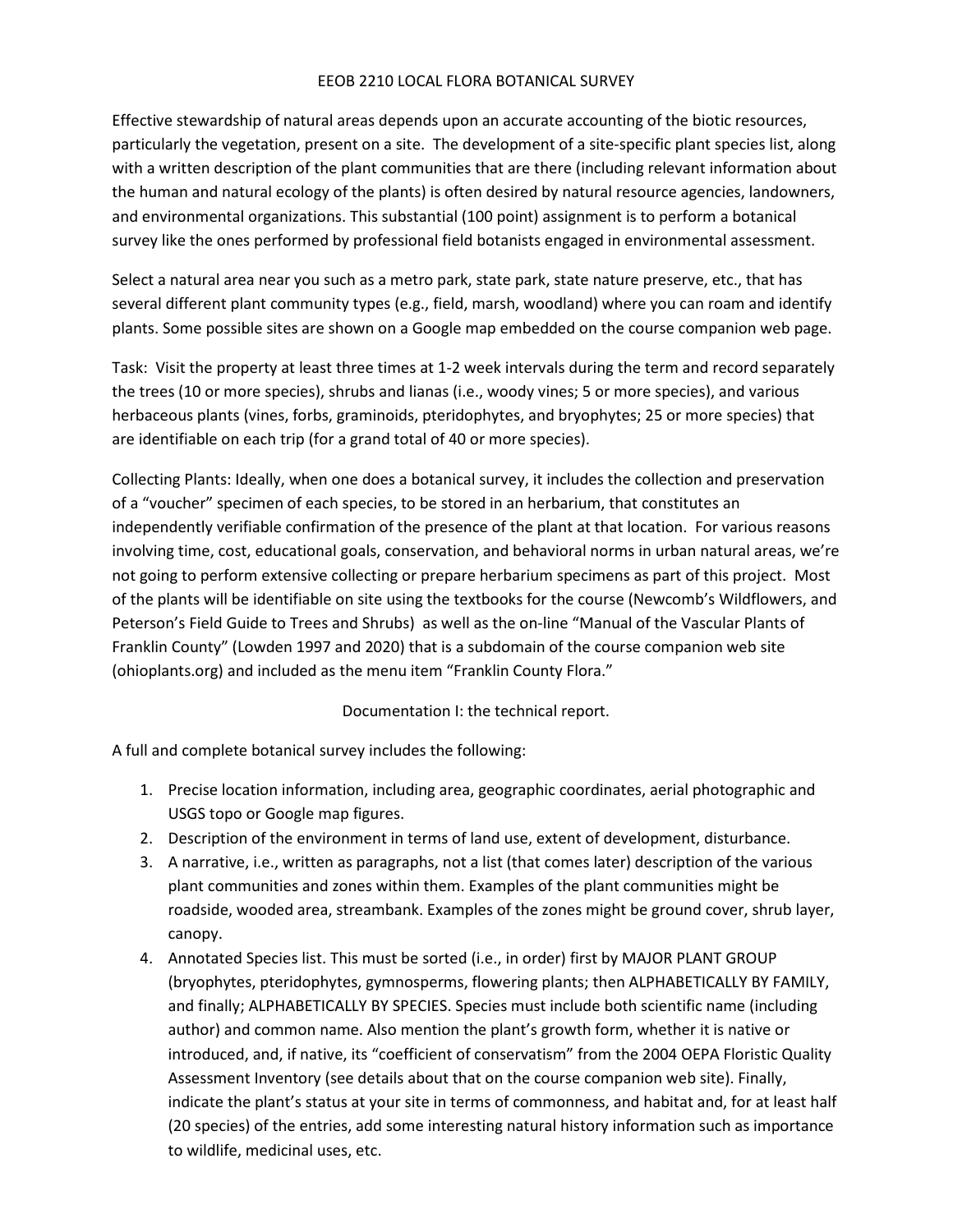# EEOB 2210 LOCAL FLORA BOTANICAL SURVEY

Effective stewardship of natural areas depends upon an accurate accounting of the biotic resources, particularly the vegetation, present on a site. The development of a site-specific plant species list, along with a written description of the plant communities that are there (including relevant information about the human and natural ecology of the plants) is often desired by natural resource agencies, landowners, and environmental organizations. This substantial (100 point) assignment is to perform a botanical survey like the ones performed by professional field botanists engaged in environmental assessment.

Select a natural area near you such as a metro park, state park, state nature preserve, etc., that has several different plant community types (e.g., field, marsh, woodland) where you can roam and identify plants. Some possible sites are shown on a Google map embedded on the course companion web page.

Task: Visit the property at least three times at 1-2 week intervals during the term and record separately the trees (10 or more species), shrubs and lianas (i.e., woody vines; 5 or more species), and various herbaceous plants (vines, forbs, graminoids, pteridophytes, and bryophytes; 25 or more species) that are identifiable on each trip (for a grand total of 40 or more species).

Collecting Plants: Ideally, when one does a botanical survey, it includes the collection and preservation of a "voucher" specimen of each species, to be stored in an herbarium, that constitutes an independently verifiable confirmation of the presence of the plant at that location. For various reasons involving time, cost, educational goals, conservation, and behavioral norms in urban natural areas, we're not going to perform extensive collecting or prepare herbarium specimens as part of this project. Most of the plants will be identifiable on site using the textbooks for the course (Newcomb's Wildflowers, and Peterson's Field Guide to Trees and Shrubs) as well as the on-line "Manual of the Vascular Plants of Franklin County" (Lowden 1997 and 2020) that is a subdomain of the course companion web site (ohioplants.org) and included as the menu item "Franklin County Flora."

## Documentation I: the technical report.

A full and complete botanical survey includes the following:

1. Precise location information, including area, geographic coordinates, aerial photographic and USGS topo or Google map figures.
2. Description of the environment in terms of land use, extent of development, disturbance.
3. A narrative, i.e., written as paragraphs, not a list (that comes later) description of the various plant communities and zones within them. Examples of the plant communities might be roadside, wooded area, streambank. Examples of the zones might be ground cover, shrub layer, canopy.
4. Annotated Species list. This must be sorted (i.e., in order) first by MAJOR PLANT GROUP (bryophytes, pteridophytes, gymnosperms, flowering plants; then ALPHABETICALLY BY FAMILY, and finally; ALPHABETICALLY BY SPECIES. Species must include both scientific name (including author) and common name. Also mention the plant's growth form, whether it is native or introduced, and, if native, its "coefficient of conservatism" from the 2004 OEPA Floristic Quality Assessment Inventory (see details about that on the course companion web site). Finally, indicate the plant's status at your site in terms of commonness, and habitat and, for at least half (20 species) of the entries, add some interesting natural history information such as importance to wildlife, medicinal uses, etc.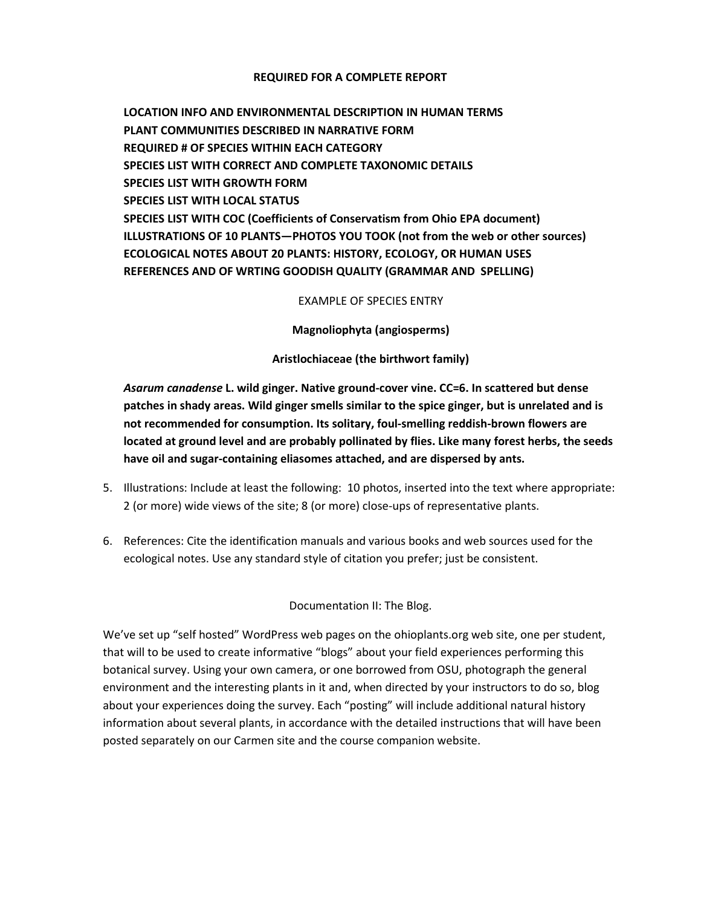**REQUIRED FOR A COMPLETE REPORT**

**LOCATION INFO AND ENVIRONMENTAL DESCRIPTION IN HUMAN TERMS**
**PLANT COMMUNITIES DESCRIBED IN NARRATIVE FORM**
**REQUIRED # OF SPECIES WITHIN EACH CATEGORY**
**SPECIES LIST WITH CORRECT AND COMPLETE TAXONOMIC DETAILS**
**SPECIES LIST WITH GROWTH FORM**
**SPECIES LIST WITH LOCAL STATUS**
**SPECIES LIST WITH COC (Coefficients of Conservatism from Ohio EPA document)**
**ILLUSTRATIONS OF 10 PLANTS—PHOTOS YOU TOOK (not from the web or other sources)**
**ECOLOGICAL NOTES ABOUT 20 PLANTS: HISTORY, ECOLOGY, OR HUMAN USES**
**REFERENCES AND OF WRTING GOODISH QUALITY (GRAMMAR AND SPELLING)**

EXAMPLE OF SPECIES ENTRY

**Magnoliophyta (angiosperms)**

**Aristlochiaceae (the birthwort family)**

***Asarum canadense*** **L. wild ginger. Native ground-cover vine. CC=6. In scattered but dense patches in shady areas. Wild ginger smells similar to the spice ginger, but is unrelated and is not recommended for consumption. Its solitary, foul-smelling reddish-brown flowers are located at ground level and are probably pollinated by flies. Like many forest herbs, the seeds have oil and sugar-containing eliasomes attached, and are dispersed by ants.**

5. Illustrations: Include at least the following: 10 photos, inserted into the text where appropriate: 2 (or more) wide views of the site; 8 (or more) close-ups of representative plants.

6. References: Cite the identification manuals and various books and web sources used for the ecological notes. Use any standard style of citation you prefer; just be consistent.

Documentation II: The Blog.

We've set up "self hosted" WordPress web pages on the ohioplants.org web site, one per student, that will to be used to create informative "blogs" about your field experiences performing this botanical survey. Using your own camera, or one borrowed from OSU, photograph the general environment and the interesting plants in it and, when directed by your instructors to do so, blog about your experiences doing the survey. Each "posting" will include additional natural history information about several plants, in accordance with the detailed instructions that will have been posted separately on our Carmen site and the course companion website.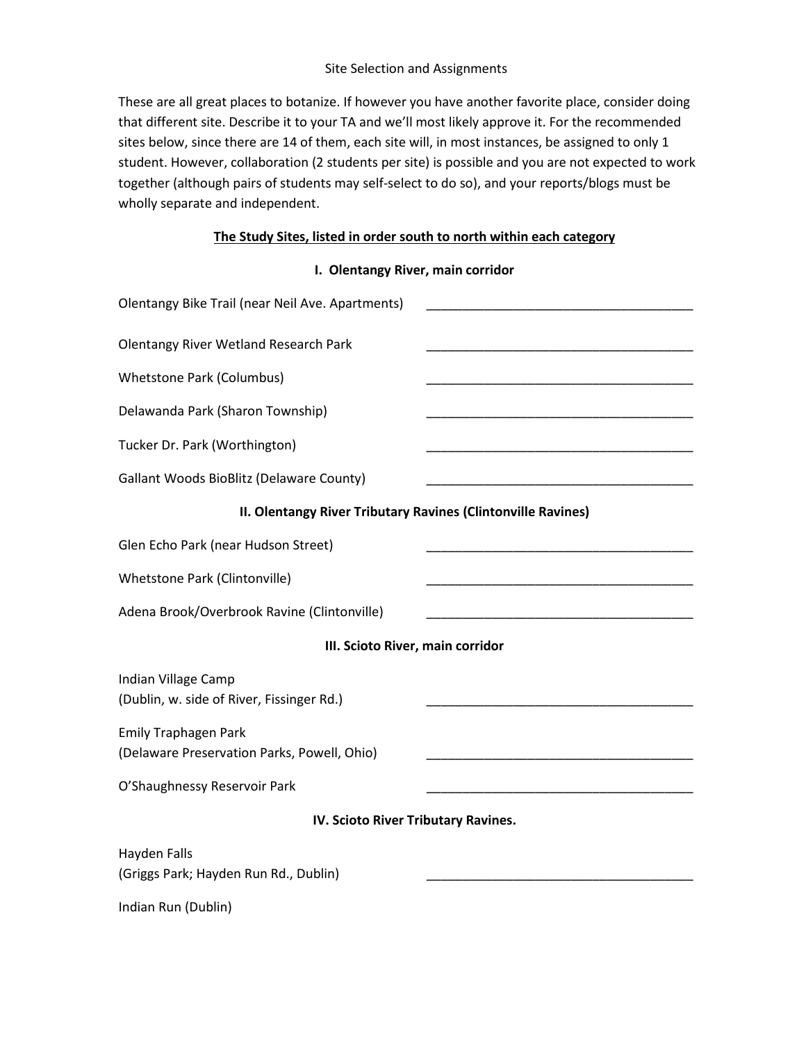Site Selection and Assignments

These are all great places to botanize. If however you have another favorite place, consider doing that different site. Describe it to your TA and we'll most likely approve it. For the recommended sites below, since there are 14 of them, each site will, in most instances, be assigned to only 1 student. However, collaboration (2 students per site) is possible and you are not expected to work together (although pairs of students may self-select to do so), and your reports/blogs must be wholly separate and independent.

**<u>The Study Sites, listed in order south to north within each category</u>**

**I. Olentangy River, main corridor**

Olentangy Bike Trail (near Neil Ave. Apartments) ______________________________________

Olentangy River Wetland Research Park ______________________________________

Whetstone Park (Columbus) ______________________________________

Delawanda Park (Sharon Township) ______________________________________

Tucker Dr. Park (Worthington) ______________________________________

Gallant Woods BioBlitz (Delaware County) ______________________________________

**II. Olentangy River Tributary Ravines (Clintonville Ravines)**

Glen Echo Park (near Hudson Street) ______________________________________

Whetstone Park (Clintonville) ______________________________________

Adena Brook/Overbrook Ravine (Clintonville) ______________________________________

**III. Scioto River, main corridor**

Indian Village Camp
(Dublin, w. side of River, Fissinger Rd.) ______________________________________

Emily Traphagen Park
(Delaware Preservation Parks, Powell, Ohio) ______________________________________

O'Shaughnessy Reservoir Park ______________________________________

**IV. Scioto River Tributary Ravines.**

Hayden Falls
(Griggs Park; Hayden Run Rd., Dublin) ______________________________________

Indian Run (Dublin)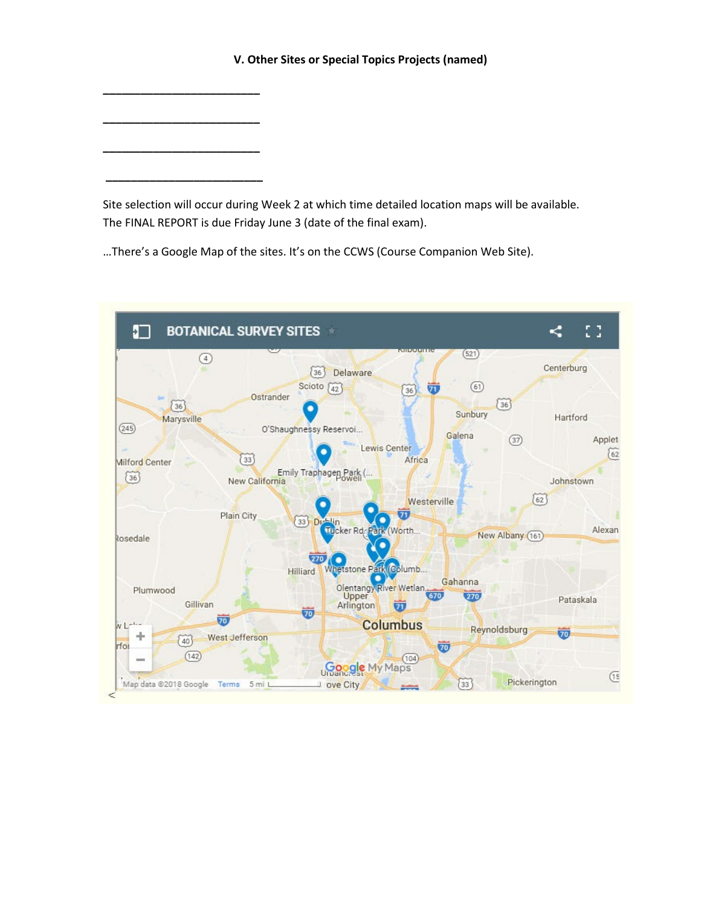**V. Other Sites or Special Topics Projects (named)**

_________________________

_________________________

_________________________

_________________________

Site selection will occur during Week 2 at which time detailed location maps will be available. The FINAL REPORT is due Friday June 3 (date of the final exam).

…There's a Google Map of the sites. It's on the CCWS (Course Companion Web Site).

BOTANICAL SURVEY SITES

Delaware
Scioto
Ostrander
Marysville
O'Shaughnessy Reservoi...
Lewis Center
Sunbury
Galena
Centerburg
Hartford
Milford Center
Emily Traphagen Park (...
Powell
Africa
New California
Johnstown
Westerville
Plain City
Dublin
Tucker Rd. Park (Worth...
New Albany
Rosedale
Hilliard
Whetstone Park (Columb...
Olentangy River Wetlan...
Upper Arlington
Gahanna
Plumwood
Gillivan
Pataskala
Columbus
Reynoldsburg
West Jefferson
Pickerington
Map data ©2018 Google Terms 5 mi
Google My Maps